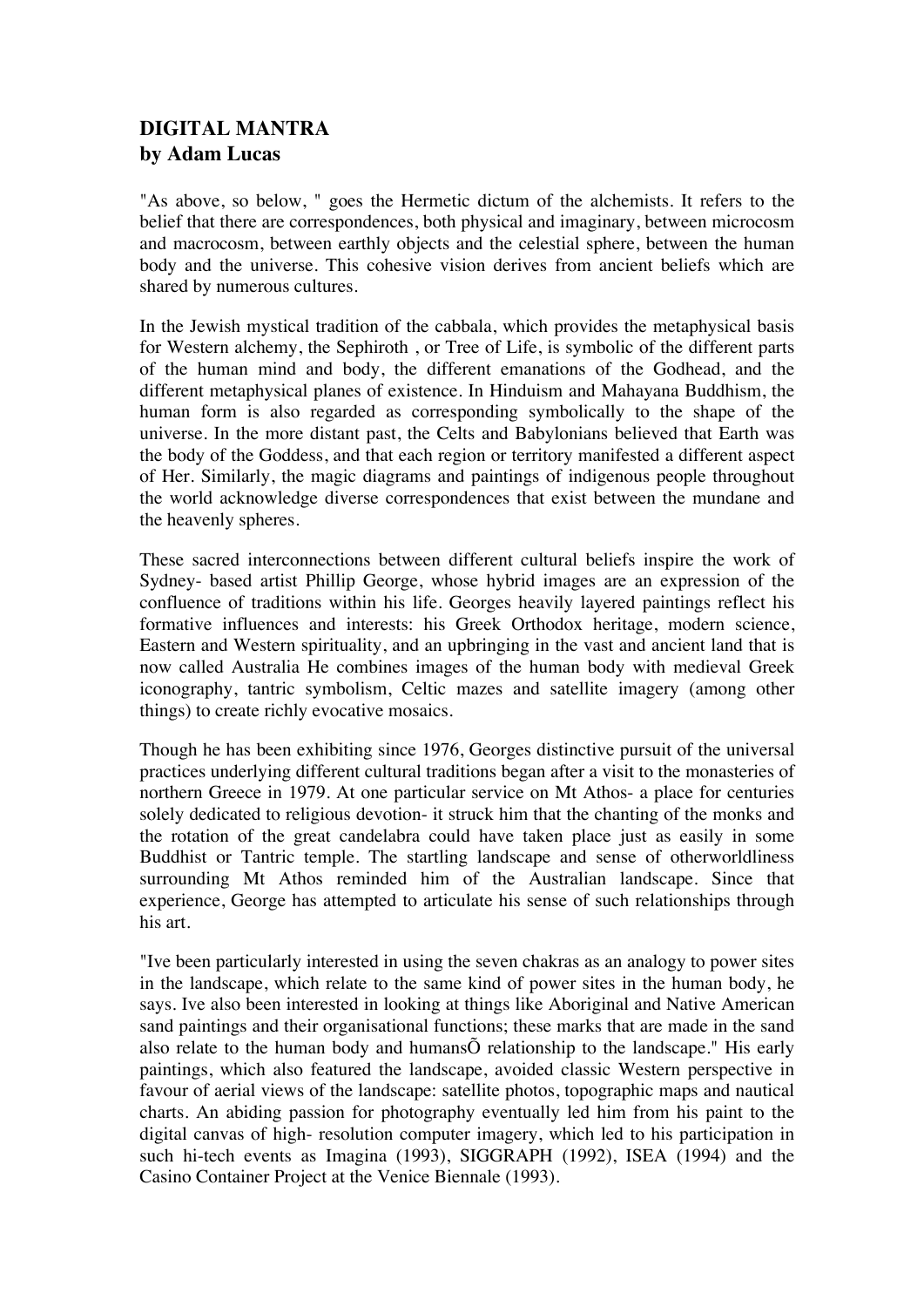## DIGITAL MANTRA
## by Adam Lucas

"As above, so below, " goes the Hermetic dictum of the alchemists. It refers to the belief that there are correspondences, both physical and imaginary, between microcosm and macrocosm, between earthly objects and the celestial sphere, between the human body and the universe. This cohesive vision derives from ancient beliefs which are shared by numerous cultures.

In the Jewish mystical tradition of the cabbala, which provides the metaphysical basis for Western alchemy, the Sephiroth , or Tree of Life, is symbolic of the different parts of the human mind and body, the different emanations of the Godhead, and the different metaphysical planes of existence. In Hinduism and Mahayana Buddhism, the human form is also regarded as corresponding symbolically to the shape of the universe. In the more distant past, the Celts and Babylonians believed that Earth was the body of the Goddess, and that each region or territory manifested a different aspect of Her. Similarly, the magic diagrams and paintings of indigenous people throughout the world acknowledge diverse correspondences that exist between the mundane and the heavenly spheres.

These sacred interconnections between different cultural beliefs inspire the work of Sydney- based artist Phillip George, whose hybrid images are an expression of the confluence of traditions within his life. Georges heavily layered paintings reflect his formative influences and interests: his Greek Orthodox heritage, modern science, Eastern and Western spirituality, and an upbringing in the vast and ancient land that is now called Australia He combines images of the human body with medieval Greek iconography, tantric symbolism, Celtic mazes and satellite imagery (among other things) to create richly evocative mosaics.

Though he has been exhibiting since 1976, Georges distinctive pursuit of the universal practices underlying different cultural traditions began after a visit to the monasteries of northern Greece in 1979. At one particular service on Mt Athos- a place for centuries solely dedicated to religious devotion- it struck him that the chanting of the monks and the rotation of the great candelabra could have taken place just as easily in some Buddhist or Tantric temple. The startling landscape and sense of otherworldliness surrounding Mt Athos reminded him of the Australian landscape. Since that experience, George has attempted to articulate his sense of such relationships through his art.

"Ive been particularly interested in using the seven chakras as an analogy to power sites in the landscape, which relate to the same kind of power sites in the human body, he says. Ive also been interested in looking at things like Aboriginal and Native American sand paintings and their organisational functions; these marks that are made in the sand also relate to the human body and humansÕ relationship to the landscape." His early paintings, which also featured the landscape, avoided classic Western perspective in favour of aerial views of the landscape: satellite photos, topographic maps and nautical charts. An abiding passion for photography eventually led him from his paint to the digital canvas of high- resolution computer imagery, which led to his participation in such hi-tech events as Imagina (1993), SIGGRAPH (1992), ISEA (1994) and the Casino Container Project at the Venice Biennale (1993).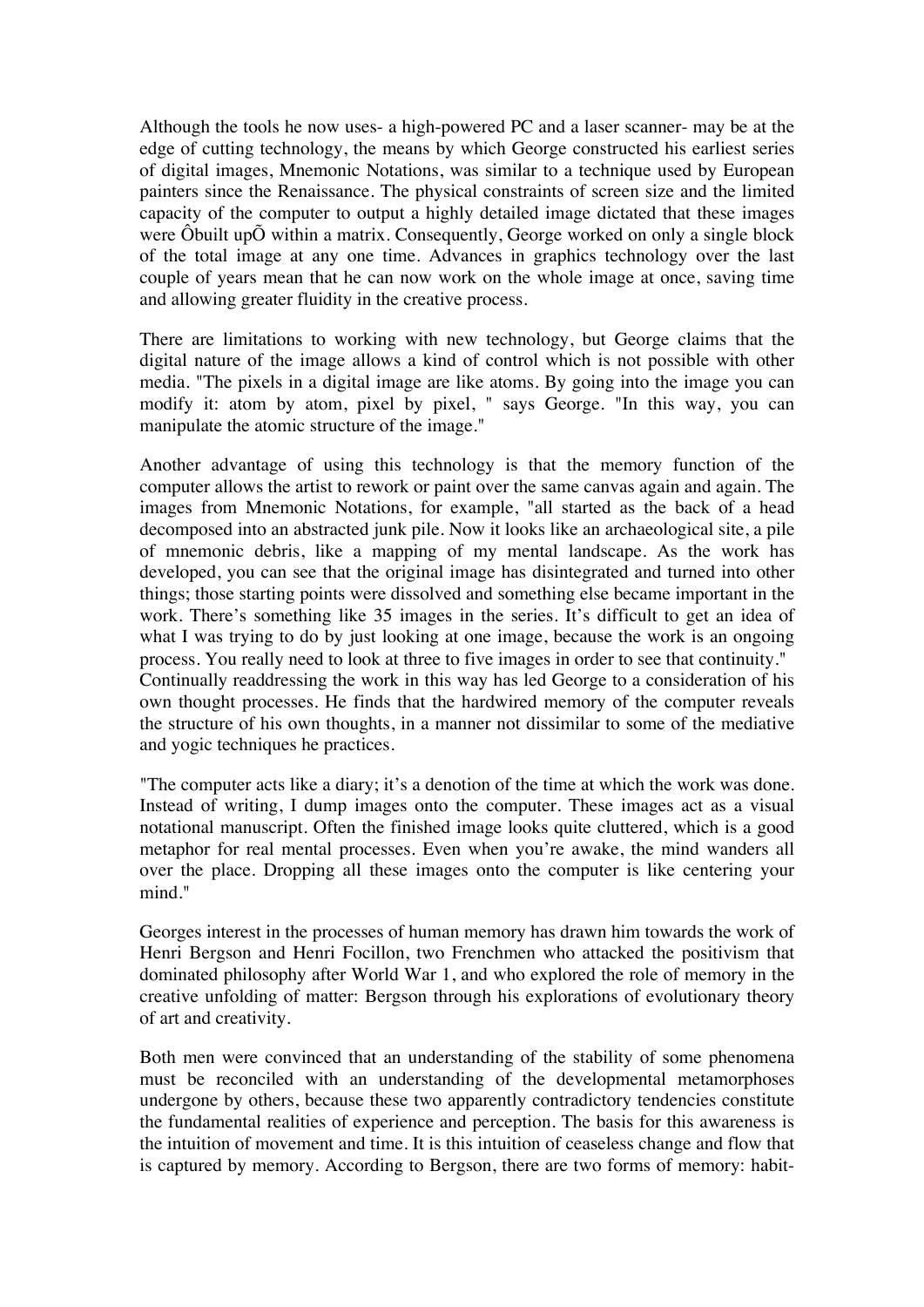Although the tools he now uses- a high-powered PC and a laser scanner- may be at the edge of cutting technology, the means by which George constructed his earliest series of digital images, Mnemonic Notations, was similar to a technique used by European painters since the Renaissance. The physical constraints of screen size and the limited capacity of the computer to output a highly detailed image dictated that these images were Ôbuilt upÕ within a matrix. Consequently, George worked on only a single block of the total image at any one time. Advances in graphics technology over the last couple of years mean that he can now work on the whole image at once, saving time and allowing greater fluidity in the creative process.

There are limitations to working with new technology, but George claims that the digital nature of the image allows a kind of control which is not possible with other media. "The pixels in a digital image are like atoms. By going into the image you can modify it: atom by atom, pixel by pixel, " says George. "In this way, you can manipulate the atomic structure of the image."

Another advantage of using this technology is that the memory function of the computer allows the artist to rework or paint over the same canvas again and again. The images from Mnemonic Notations, for example, "all started as the back of a head decomposed into an abstracted junk pile. Now it looks like an archaeological site, a pile of mnemonic debris, like a mapping of my mental landscape. As the work has developed, you can see that the original image has disintegrated and turned into other things; those starting points were dissolved and something else became important in the work. There's something like 35 images in the series. It's difficult to get an idea of what I was trying to do by just looking at one image, because the work is an ongoing process. You really need to look at three to five images in order to see that continuity."
Continually readdressing the work in this way has led George to a consideration of his own thought processes. He finds that the hardwired memory of the computer reveals the structure of his own thoughts, in a manner not dissimilar to some of the mediative and yogic techniques he practices.

"The computer acts like a diary; it's a denotion of the time at which the work was done. Instead of writing, I dump images onto the computer. These images act as a visual notational manuscript. Often the finished image looks quite cluttered, which is a good metaphor for real mental processes. Even when you're awake, the mind wanders all over the place. Dropping all these images onto the computer is like centering your mind."

Georges interest in the processes of human memory has drawn him towards the work of Henri Bergson and Henri Focillon, two Frenchmen who attacked the positivism that dominated philosophy after World War 1, and who explored the role of memory in the creative unfolding of matter: Bergson through his explorations of evolutionary theory of art and creativity.

Both men were convinced that an understanding of the stability of some phenomena must be reconciled with an understanding of the developmental metamorphoses undergone by others, because these two apparently contradictory tendencies constitute the fundamental realities of experience and perception. The basis for this awareness is the intuition of movement and time. It is this intuition of ceaseless change and flow that is captured by memory. According to Bergson, there are two forms of memory: habit-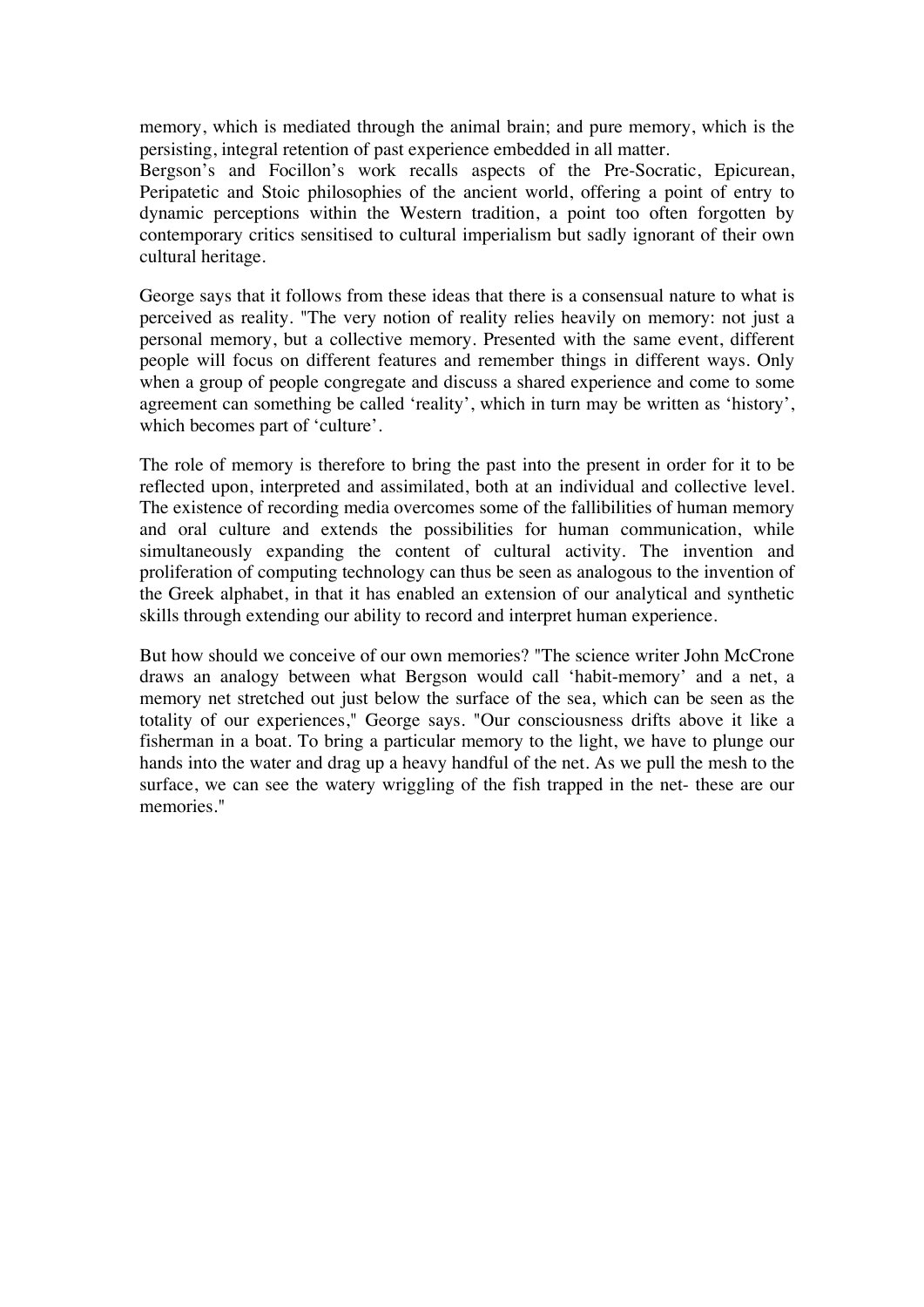memory, which is mediated through the animal brain; and pure memory, which is the persisting, integral retention of past experience embedded in all matter.
Bergson's and Focillon's work recalls aspects of the Pre-Socratic, Epicurean, Peripatetic and Stoic philosophies of the ancient world, offering a point of entry to dynamic perceptions within the Western tradition, a point too often forgotten by contemporary critics sensitised to cultural imperialism but sadly ignorant of their own cultural heritage.

George says that it follows from these ideas that there is a consensual nature to what is perceived as reality. "The very notion of reality relies heavily on memory: not just a personal memory, but a collective memory. Presented with the same event, different people will focus on different features and remember things in different ways. Only when a group of people congregate and discuss a shared experience and come to some agreement can something be called 'reality', which in turn may be written as 'history', which becomes part of 'culture'.

The role of memory is therefore to bring the past into the present in order for it to be reflected upon, interpreted and assimilated, both at an individual and collective level. The existence of recording media overcomes some of the fallibilities of human memory and oral culture and extends the possibilities for human communication, while simultaneously expanding the content of cultural activity. The invention and proliferation of computing technology can thus be seen as analogous to the invention of the Greek alphabet, in that it has enabled an extension of our analytical and synthetic skills through extending our ability to record and interpret human experience.

But how should we conceive of our own memories? "The science writer John McCrone draws an analogy between what Bergson would call 'habit-memory' and a net, a memory net stretched out just below the surface of the sea, which can be seen as the totality of our experiences," George says. "Our consciousness drifts above it like a fisherman in a boat. To bring a particular memory to the light, we have to plunge our hands into the water and drag up a heavy handful of the net. As we pull the mesh to the surface, we can see the watery wriggling of the fish trapped in the net- these are our memories."